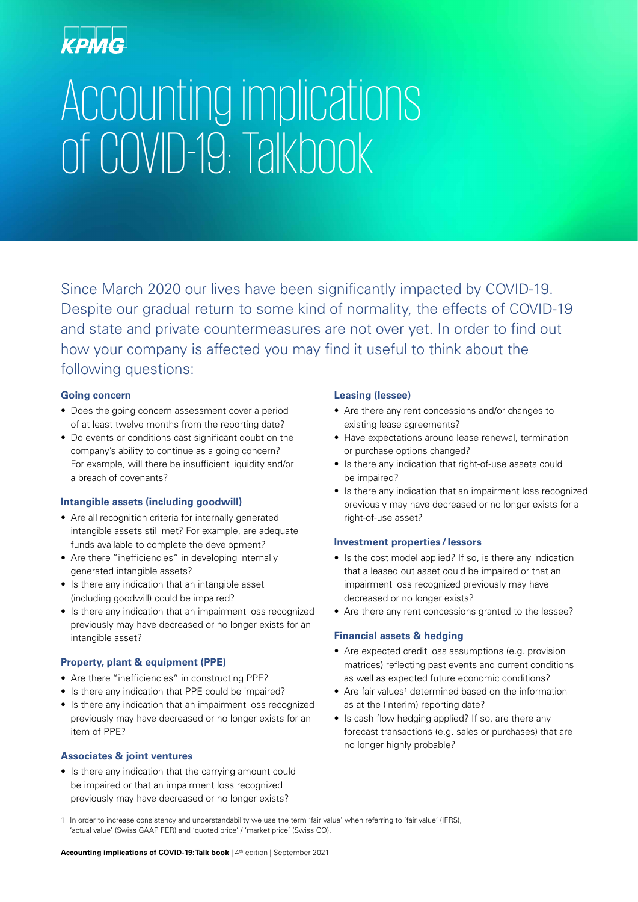KPMG

# Accounting implications of COVID-19: Talkbook

Since March 2020 our lives have been significantly impacted by COVID-19. Despite our gradual return to some kind of normality, the effects of COVID-19 and state and private countermeasures are not over yet. In order to find out how your company is affected you may find it useful to think about the following questions:

### Going concern

- Does the going concern assessment cover a period of at least twelve months from the reporting date?
- Do events or conditions cast significant doubt on the company's ability to continue as a going concern? For example, will there be insufficient liquidity and/or a breach of covenants?

### Intangible assets (including goodwill)

- Are all recognition criteria for internally generated intangible assets still met? For example, are adequate funds available to complete the development?
- Are there "inefficiencies" in developing internally generated intangible assets?
- Is there any indication that an intangible asset (including goodwill) could be impaired?
- Is there any indication that an impairment loss recognized previously may have decreased or no longer exists for an intangible asset?

### Property, plant & equipment (PPE)

- Are there "inefficiencies" in constructing PPE?
- Is there any indication that PPE could be impaired?
- Is there any indication that an impairment loss recognized previously may have decreased or no longer exists for an item of PPE?

### Associates & joint ventures

- Is there any indication that the carrying amount could be impaired or that an impairment loss recognized previously may have decreased or no longer exists?

### Leasing (lessee)

- Are there any rent concessions and/or changes to existing lease agreements?
- Have expectations around lease renewal, termination or purchase options changed?
- Is there any indication that right-of-use assets could be impaired?
- Is there any indication that an impairment loss recognized previously may have decreased or no longer exists for a right-of-use asset?

### Investment properties / lessors

- Is the cost model applied? If so, is there any indication that a leased out asset could be impaired or that an impairment loss recognized previously may have decreased or no longer exists?
- Are there any rent concessions granted to the lessee?

### Financial assets & hedging

- Are expected credit loss assumptions (e.g. provision matrices) reflecting past events and current conditions as well as expected future economic conditions?
- Are fair values[1] determined based on the information as at the (interim) reporting date?
- Is cash flow hedging applied? If so, are there any forecast transactions (e.g. sales or purchases) that are no longer highly probable?

[1] In order to increase consistency and understandability we use the term 'fair value' when referring to 'fair value' (IFRS), 'actual value' (Swiss GAAP FER) and 'quoted price' / 'market price' (Swiss CO).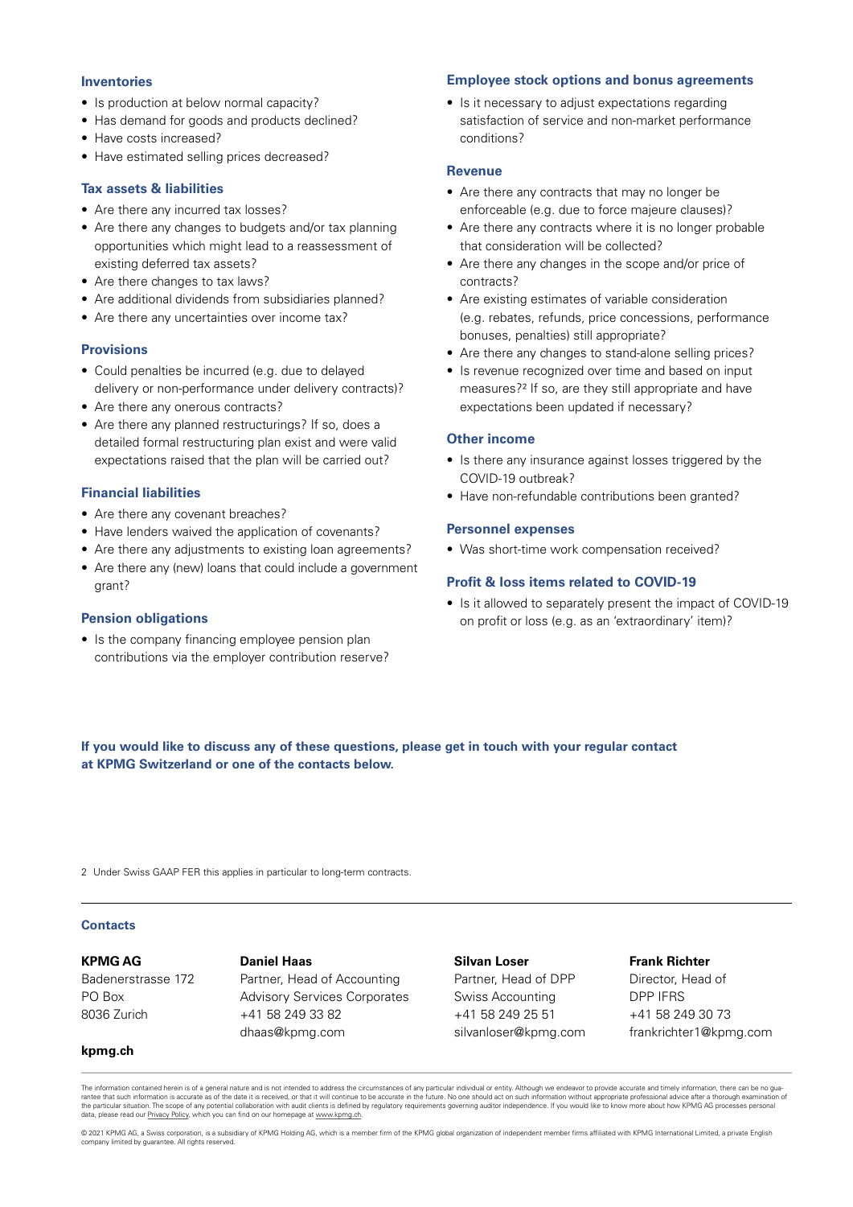### Inventories

- Is production at below normal capacity?
- Has demand for goods and products declined?
- Have costs increased?
- Have estimated selling prices decreased?

### Tax assets & liabilities

- Are there any incurred tax losses?
- Are there any changes to budgets and/or tax planning opportunities which might lead to a reassessment of existing deferred tax assets?
- Are there changes to tax laws?
- Are additional dividends from subsidiaries planned?
- Are there any uncertainties over income tax?

### Provisions

- Could penalties be incurred (e.g. due to delayed delivery or non-performance under delivery contracts)?
- Are there any onerous contracts?
- Are there any planned restructurings? If so, does a detailed formal restructuring plan exist and were valid expectations raised that the plan will be carried out?

### Financial liabilities

- Are there any covenant breaches?
- Have lenders waived the application of covenants?
- Are there any adjustments to existing loan agreements?
- Are there any (new) loans that could include a government grant?

### Pension obligations

- Is the company financing employee pension plan contributions via the employer contribution reserve?

### Employee stock options and bonus agreements

- Is it necessary to adjust expectations regarding satisfaction of service and non-market performance conditions?

### Revenue

- Are there any contracts that may no longer be enforceable (e.g. due to force majeure clauses)?
- Are there any contracts where it is no longer probable that consideration will be collected?
- Are there any changes in the scope and/or price of contracts?
- Are existing estimates of variable consideration (e.g. rebates, refunds, price concessions, performance bonuses, penalties) still appropriate?
- Are there any changes to stand-alone selling prices?
- Is revenue recognized over time and based on input measures?[2] If so, are they still appropriate and have expectations been updated if necessary?

### Other income

- Is there any insurance against losses triggered by the COVID-19 outbreak?
- Have non-refundable contributions been granted?

### Personnel expenses

- Was short-time work compensation received?

### Profit & loss items related to COVID-19

- Is it allowed to separately present the impact of COVID-19 on profit or loss (e.g. as an 'extraordinary' item)?

**If you would like to discuss any of these questions, please get in touch with your regular contact at KPMG Switzerland or one of the contacts below.**

2 Under Swiss GAAP FER this applies in particular to long-term contracts.

### Contacts

**KPMG AG**
Badenerstrasse 172
PO Box
8036 Zurich

**kpmg.ch**

**Daniel Haas**
Partner, Head of Accounting Advisory Services Corporates
+41 58 249 33 82
dhaas@kpmg.com

**Silvan Loser**
Partner, Head of DPP Swiss Accounting
+41 58 249 25 51
silvanloser@kpmg.com

**Frank Richter**
Director, Head of DPP IFRS
+41 58 249 30 73
frankrichter1@kpmg.com

The information contained herein is of a general nature and is not intended to address the circumstances of any particular individual or entity. Although we endeavor to provide accurate and timely information, there can be no guarantee that such information is accurate as of the date it is received, or that it will continue to be accurate in the future. No one should act on such information without appropriate professional advice after a thorough examination of the particular situation. The scope of any potential collaboration with audit clients is defined by regulatory requirements governing auditor independence. If you would like to know more about how KPMG AG processes personal data, please read our Privacy Policy, which you can find on our homepage at www.kpmg.ch.

© 2021 KPMG AG, a Swiss corporation, is a subsidiary of KPMG Holding AG, which is a member firm of the KPMG global organization of independent member firms affiliated with KPMG International Limited, a private English company limited by guarantee. All rights reserved.